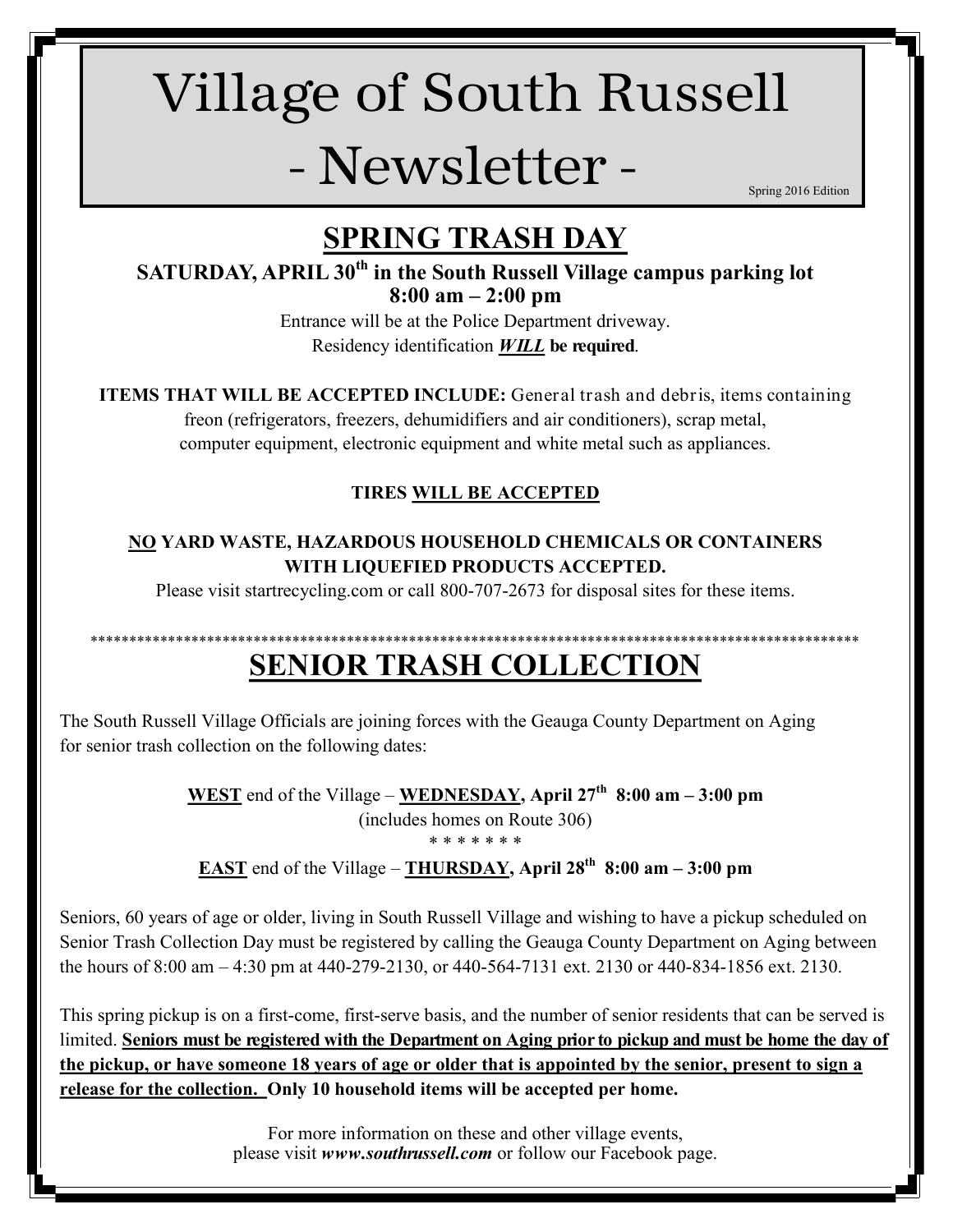# Village of South Russell - Newsletter -

Spring 2016 Edition

## SPRING TRASH DAY

**SATURDAY, APRIL 30th in the South Russell Village campus parking lot**
**8:00 am – 2:00 pm**

Entrance will be at the Police Department driveway.
Residency identification ***WILL* be required**.

**ITEMS THAT WILL BE ACCEPTED INCLUDE:** General trash and debris, items containing freon (refrigerators, freezers, dehumidifiers and air conditioners), scrap metal, computer equipment, electronic equipment and white metal such as appliances.

**TIRES WILL BE ACCEPTED**

**NO YARD WASTE, HAZARDOUS HOUSEHOLD CHEMICALS OR CONTAINERS WITH LIQUEFIED PRODUCTS ACCEPTED.**

Please visit startrecycling.com or call 800-707-2673 for disposal sites for these items.

***************************************************************************************************

## SENIOR TRASH COLLECTION

The South Russell Village Officials are joining forces with the Geauga County Department on Aging for senior trash collection on the following dates:

**WEST** end of the Village – **WEDNESDAY, April 27th 8:00 am – 3:00 pm**
(includes homes on Route 306)

* * * * * * *

**EAST** end of the Village – **THURSDAY, April 28th 8:00 am – 3:00 pm**

Seniors, 60 years of age or older, living in South Russell Village and wishing to have a pickup scheduled on Senior Trash Collection Day must be registered by calling the Geauga County Department on Aging between the hours of 8:00 am – 4:30 pm at 440-279-2130, or 440-564-7131 ext. 2130 or 440-834-1856 ext. 2130.

This spring pickup is on a first-come, first-serve basis, and the number of senior residents that can be served is limited. **Seniors must be registered with the Department on Aging prior to pickup and must be home the day of the pickup, or have someone 18 years of age or older that is appointed by the senior, present to sign a release for the collection. Only 10 household items will be accepted per home.**

For more information on these and other village events, please visit ***www.southrussell.com*** or follow our Facebook page.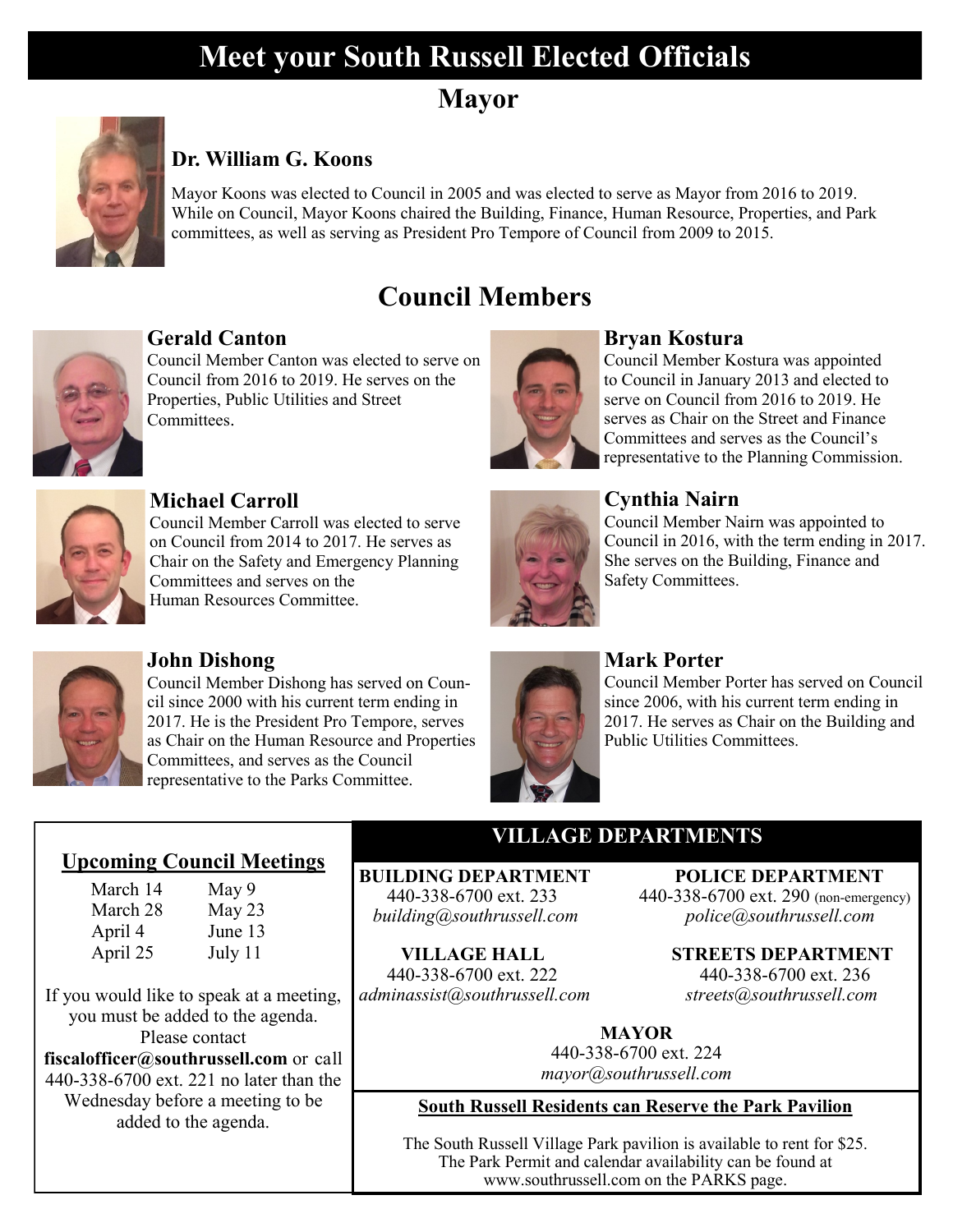# Meet your South Russell Elected Officials

## Mayor

### Dr. William G. Koons

Mayor Koons was elected to Council in 2005 and was elected to serve as Mayor from 2016 to 2019. While on Council, Mayor Koons chaired the Building, Finance, Human Resource, Properties, and Park committees, as well as serving as President Pro Tempore of Council from 2009 to 2015.

## Council Members

### Gerald Canton

Council Member Canton was elected to serve on Council from 2016 to 2019. He serves on the Properties, Public Utilities and Street Committees.

### Michael Carroll

Council Member Carroll was elected to serve on Council from 2014 to 2017. He serves as Chair on the Safety and Emergency Planning Committees and serves on the Human Resources Committee.

### John Dishong

Council Member Dishong has served on Council since 2000 with his current term ending in 2017. He is the President Pro Tempore, serves as Chair on the Human Resource and Properties Committees, and serves as the Council representative to the Parks Committee.

### Bryan Kostura

Council Member Kostura was appointed to Council in January 2013 and elected to serve on Council from 2016 to 2019. He serves as Chair on the Street and Finance Committees and serves as the Council's representative to the Planning Commission.

### Cynthia Nairn

Council Member Nairn was appointed to Council in 2016, with the term ending in 2017. She serves on the Building, Finance and Safety Committees.

### Mark Porter

Council Member Porter has served on Council since 2006, with his current term ending in 2017. He serves as Chair on the Building and Public Utilities Committees.

## Upcoming Council Meetings

| | |
|---|---|
| March 14 | May 9 |
| March 28 | May 23 |
| April 4 | June 13 |
| April 25 | July 11 |

If you would like to speak at a meeting, you must be added to the agenda. Please contact **fiscalofficer@southrussell.com** or call 440-338-6700 ext. 221 no later than the Wednesday before a meeting to be added to the agenda.

## VILLAGE DEPARTMENTS

**BUILDING DEPARTMENT**
440-338-6700 ext. 233
*building@southrussell.com*

**POLICE DEPARTMENT**
440-338-6700 ext. 290 (non-emergency)
*police@southrussell.com*

**VILLAGE HALL**
440-338-6700 ext. 222
*adminassist@southrussell.com*

**STREETS DEPARTMENT**
440-338-6700 ext. 236
*streets@southrussell.com*

**MAYOR**
440-338-6700 ext. 224
*mayor@southrussell.com*

### South Russell Residents can Reserve the Park Pavilion

The South Russell Village Park pavilion is available to rent for $25. The Park Permit and calendar availability can be found at www.southrussell.com on the PARKS page.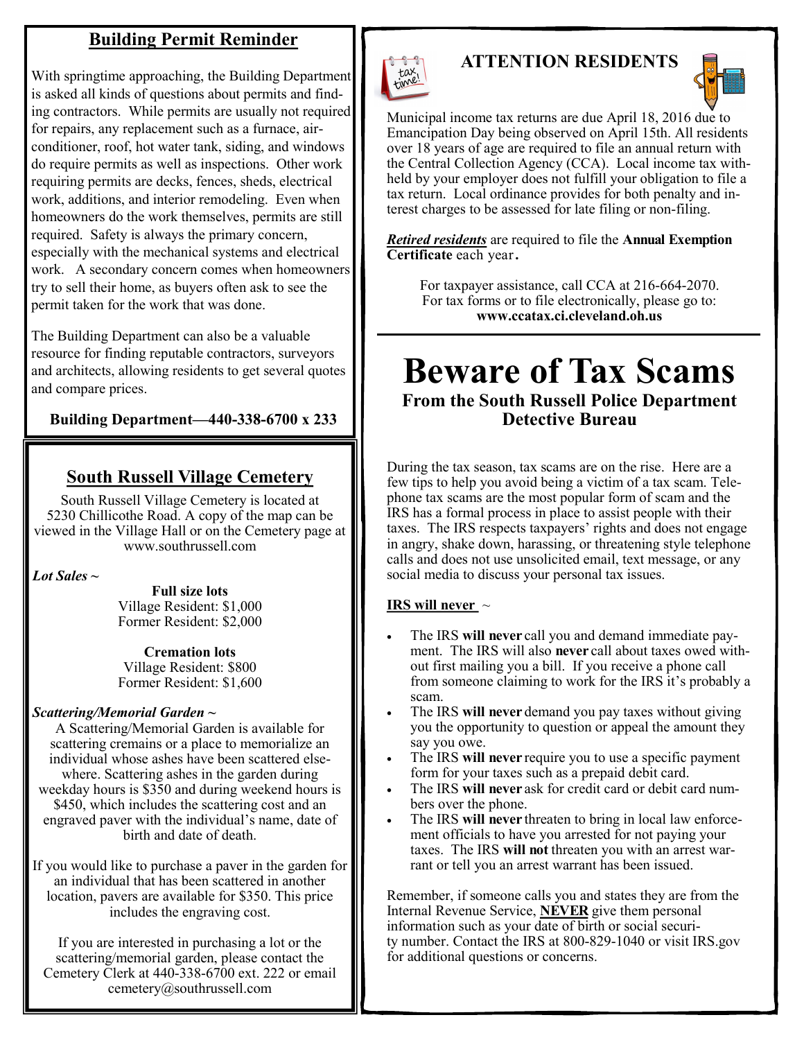## Building Permit Reminder

With springtime approaching, the Building Department is asked all kinds of questions about permits and finding contractors. While permits are usually not required for repairs, any replacement such as a furnace, air-conditioner, roof, hot water tank, siding, and windows do require permits as well as inspections. Other work requiring permits are decks, fences, sheds, electrical work, additions, and interior remodeling. Even when homeowners do the work themselves, permits are still required. Safety is always the primary concern, especially with the mechanical systems and electrical work. A secondary concern comes when homeowners try to sell their home, as buyers often ask to see the permit taken for the work that was done.

The Building Department can also be a valuable resource for finding reputable contractors, surveyors and architects, allowing residents to get several quotes and compare prices.

**Building Department—440-338-6700 x 233**

## South Russell Village Cemetery

South Russell Village Cemetery is located at 5230 Chillicothe Road. A copy of the map can be viewed in the Village Hall or on the Cemetery page at www.southrussell.com

***Lot Sales ~***

**Full size lots**
Village Resident: $1,000
Former Resident: $2,000

**Cremation lots**
Village Resident: $800
Former Resident: $1,600

***Scattering/Memorial Garden ~***

A Scattering/Memorial Garden is available for scattering cremains or a place to memorialize an individual whose ashes have been scattered elsewhere. Scattering ashes in the garden during weekday hours is $350 and during weekend hours is $450, which includes the scattering cost and an engraved paver with the individual's name, date of birth and date of death.

If you would like to purchase a paver in the garden for an individual that has been scattered in another location, pavers are available for $350. This price includes the engraving cost.

If you are interested in purchasing a lot or the scattering/memorial garden, please contact the Cemetery Clerk at 440-338-6700 ext. 222 or email cemetery@southrussell.com

## ATTENTION RESIDENTS

Municipal income tax returns are due April 18, 2016 due to Emancipation Day being observed on April 15th. All residents over 18 years of age are required to file an annual return with the Central Collection Agency (CCA). Local income tax withheld by your employer does not fulfill your obligation to file a tax return. Local ordinance provides for both penalty and interest charges to be assessed for late filing or non-filing.

***Retired residents*** are required to file the **Annual Exemption Certificate** each year.

For taxpayer assistance, call CCA at 216-664-2070.
For tax forms or to file electronically, please go to:
**www.ccatax.ci.cleveland.oh.us**

# Beware of Tax Scams

### From the South Russell Police Department Detective Bureau

During the tax season, tax scams are on the rise. Here are a few tips to help you avoid being a victim of a tax scam. Telephone tax scams are the most popular form of scam and the IRS has a formal process in place to assist people with their taxes. The IRS respects taxpayers' rights and does not engage in angry, shake down, harassing, or threatening style telephone calls and does not use unsolicited email, text message, or any social media to discuss your personal tax issues.

**IRS will never** ~

- The IRS **will never** call you and demand immediate payment. The IRS will also **never** call about taxes owed without first mailing you a bill. If you receive a phone call from someone claiming to work for the IRS it's probably a scam.
- The IRS **will never** demand you pay taxes without giving you the opportunity to question or appeal the amount they say you owe.
- The IRS **will never** require you to use a specific payment form for your taxes such as a prepaid debit card.
- The IRS **will never** ask for credit card or debit card numbers over the phone.
- The IRS **will never** threaten to bring in local law enforcement officials to have you arrested for not paying your taxes. The IRS **will not** threaten you with an arrest warrant or tell you an arrest warrant has been issued.

Remember, if someone calls you and states they are from the Internal Revenue Service, **NEVER** give them personal information such as your date of birth or social security number. Contact the IRS at 800-829-1040 or visit IRS.gov for additional questions or concerns.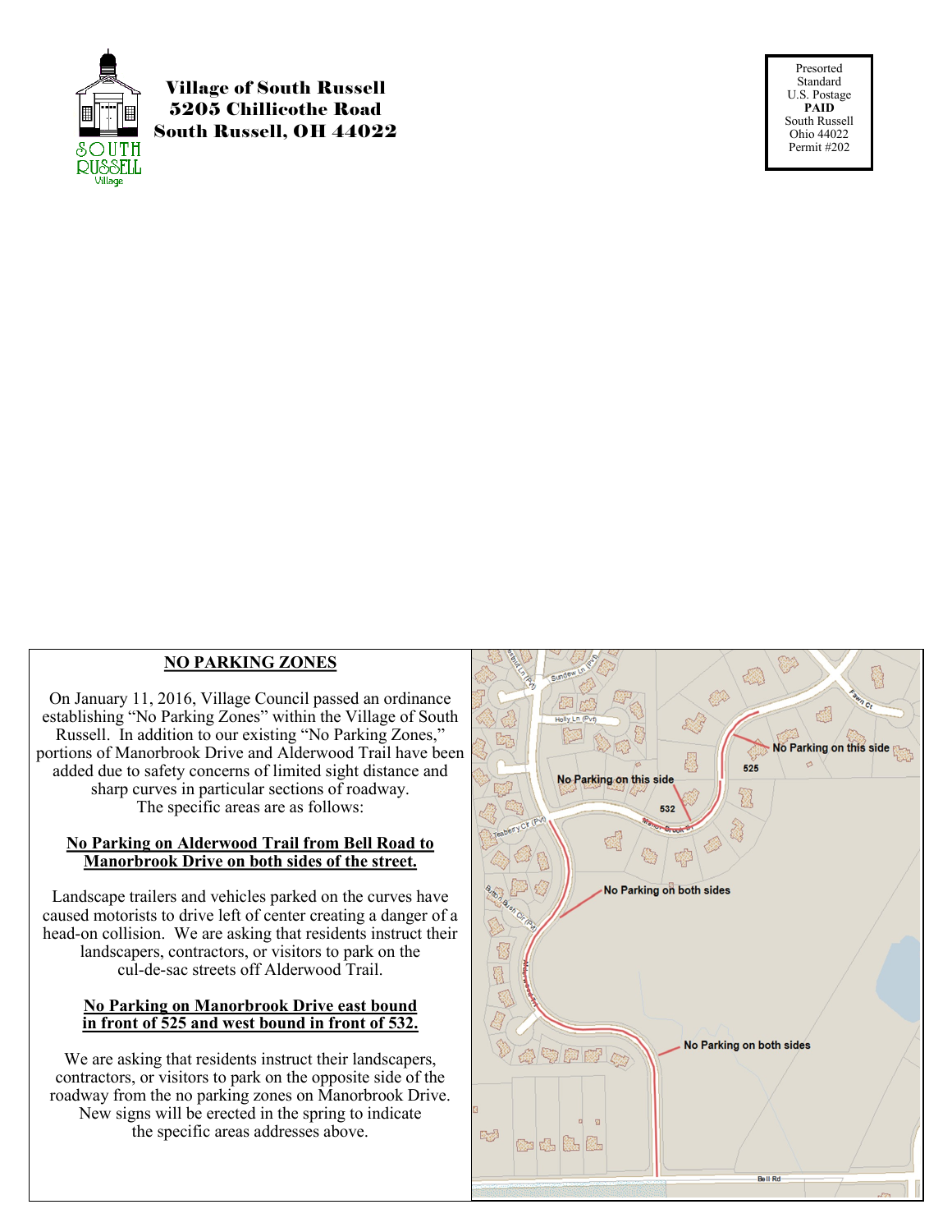**Village of South Russell**
**5205 Chillicothe Road**
**South Russell, OH 44022**

Presorted
Standard
U.S. Postage
**PAID**
South Russell
Ohio 44022
Permit #202

## NO PARKING ZONES

On January 11, 2016, Village Council passed an ordinance establishing "No Parking Zones" within the Village of South Russell. In addition to our existing "No Parking Zones," portions of Manorbrook Drive and Alderwood Trail have been added due to safety concerns of limited sight distance and sharp curves in particular sections of roadway. The specific areas are as follows:

**No Parking on Alderwood Trail from Bell Road to Manorbrook Drive on both sides of the street.**

Landscape trailers and vehicles parked on the curves have caused motorists to drive left of center creating a danger of a head-on collision. We are asking that residents instruct their landscapers, contractors, or visitors to park on the cul-de-sac streets off Alderwood Trail.

**No Parking on Manorbrook Drive east bound in front of 525 and west bound in front of 532.**

We are asking that residents instruct their landscapers, contractors, or visitors to park on the opposite side of the roadway from the no parking zones on Manorbrook Drive. New signs will be erected in the spring to indicate the specific areas addresses above.

No Parking on this side
525
No Parking on this side
532
Manor Brook Dr
No Parking on both sides
No Parking on both sides
Bell Rd